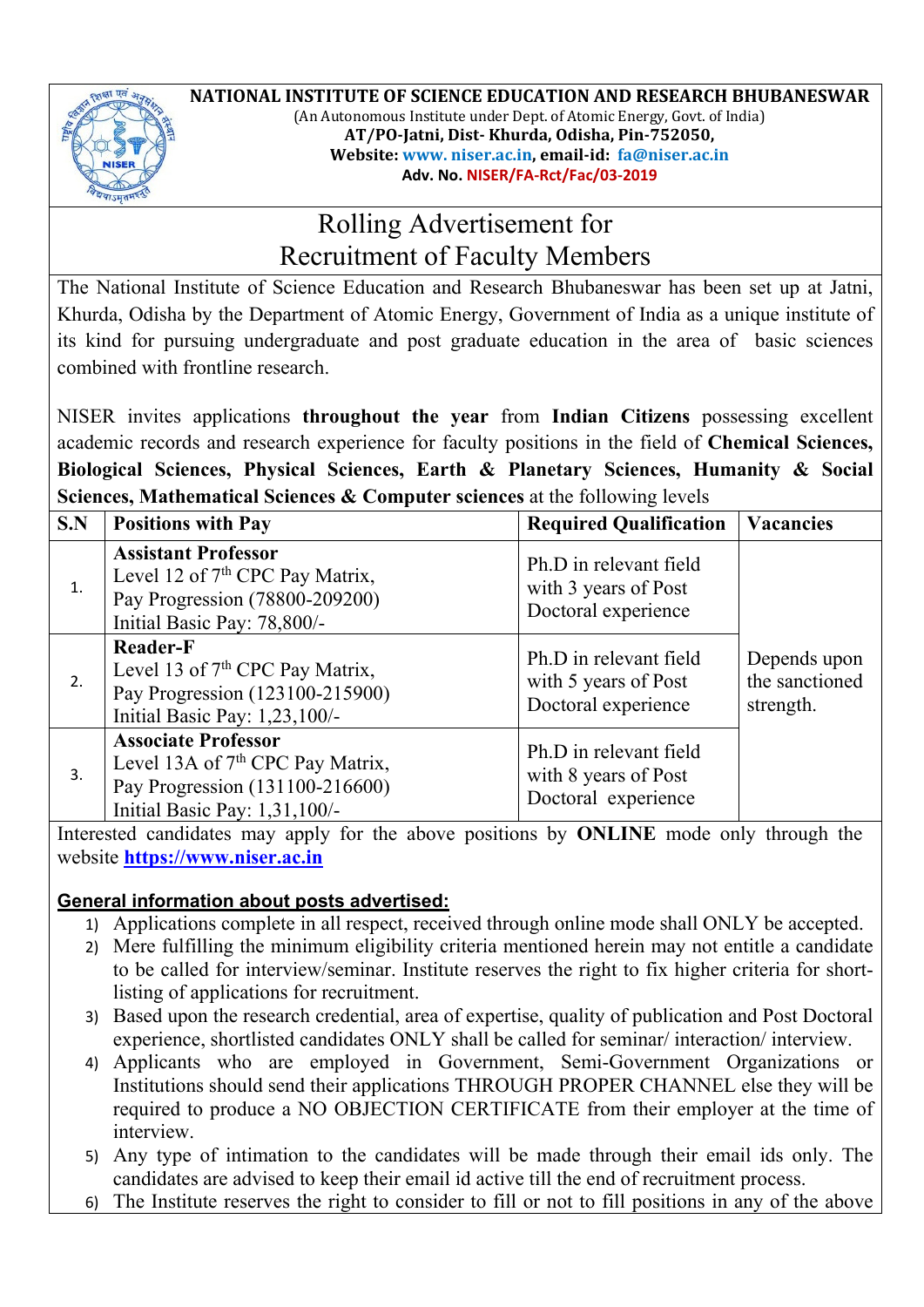**NATIONAL INSTITUTE OF SCIENCE EDUCATION AND RESEARCH BHUBANESWAR**
(An Autonomous Institute under Dept. of Atomic Energy, Govt. of India)
**AT/PO-Jatni, Dist- Khurda, Odisha, Pin-752050,**
**Website: www. niser.ac.in, email-id: fa@niser.ac.in**
**Adv. No. NISER/FA-Rct/Fac/03-2019**

# Rolling Advertisement for Recruitment of Faculty Members

The National Institute of Science Education and Research Bhubaneswar has been set up at Jatni, Khurda, Odisha by the Department of Atomic Energy, Government of India as a unique institute of its kind for pursuing undergraduate and post graduate education in the area of basic sciences combined with frontline research.

NISER invites applications **throughout the year** from **Indian Citizens** possessing excellent academic records and research experience for faculty positions in the field of **Chemical Sciences, Biological Sciences, Physical Sciences, Earth & Planetary Sciences, Humanity & Social Sciences, Mathematical Sciences & Computer sciences** at the following levels

| S.N | Positions with Pay | Required Qualification | Vacancies |
|---|---|---|---|
| 1. | **Assistant Professor**<br>Level 12 of 7th CPC Pay Matrix,<br>Pay Progression (78800-209200)<br>Initial Basic Pay: 78,800/- | Ph.D in relevant field with 3 years of Post Doctoral experience | Depends upon the sanctioned strength. |
| 2. | **Reader-F**<br>Level 13 of 7th CPC Pay Matrix,<br>Pay Progression (123100-215900)<br>Initial Basic Pay: 1,23,100/- | Ph.D in relevant field with 5 years of Post Doctoral experience | |
| 3. | **Associate Professor**<br>Level 13A of 7th CPC Pay Matrix,<br>Pay Progression (131100-216600)<br>Initial Basic Pay: 1,31,100/- | Ph.D in relevant field with 8 years of Post Doctoral experience | |

Interested candidates may apply for the above positions by **ONLINE** mode only through the website **https://www.niser.ac.in**

## General information about posts advertised:

1) Applications complete in all respect, received through online mode shall ONLY be accepted.
2) Mere fulfilling the minimum eligibility criteria mentioned herein may not entitle a candidate to be called for interview/seminar. Institute reserves the right to fix higher criteria for short-listing of applications for recruitment.
3) Based upon the research credential, area of expertise, quality of publication and Post Doctoral experience, shortlisted candidates ONLY shall be called for seminar/ interaction/ interview.
4) Applicants who are employed in Government, Semi-Government Organizations or Institutions should send their applications THROUGH PROPER CHANNEL else they will be required to produce a NO OBJECTION CERTIFICATE from their employer at the time of interview.
5) Any type of intimation to the candidates will be made through their email ids only. The candidates are advised to keep their email id active till the end of recruitment process.
6) The Institute reserves the right to consider to fill or not to fill positions in any of the above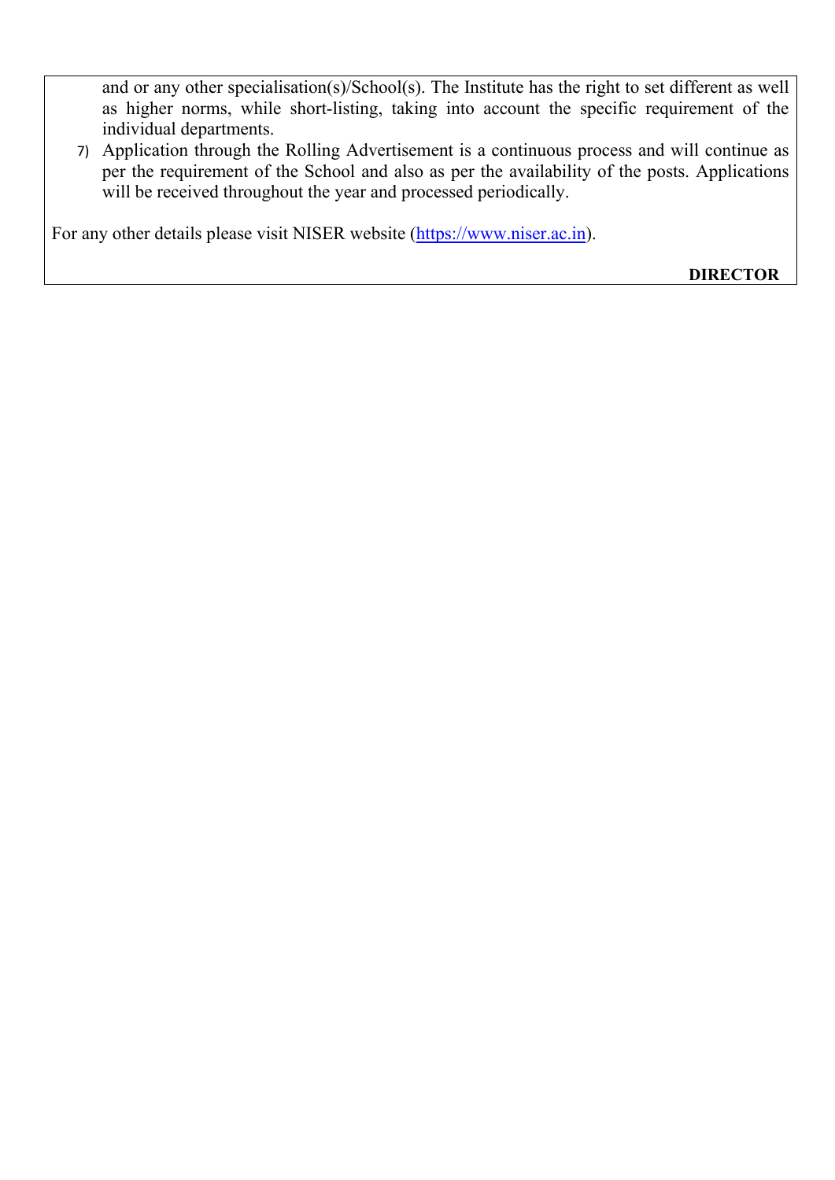and or any other specialisation(s)/School(s). The Institute has the right to set different as well as higher norms, while short-listing, taking into account the specific requirement of the individual departments.

7) Application through the Rolling Advertisement is a continuous process and will continue as per the requirement of the School and also as per the availability of the posts. Applications will be received throughout the year and processed periodically.

For any other details please visit NISER website (https://www.niser.ac.in).

**DIRECTOR**